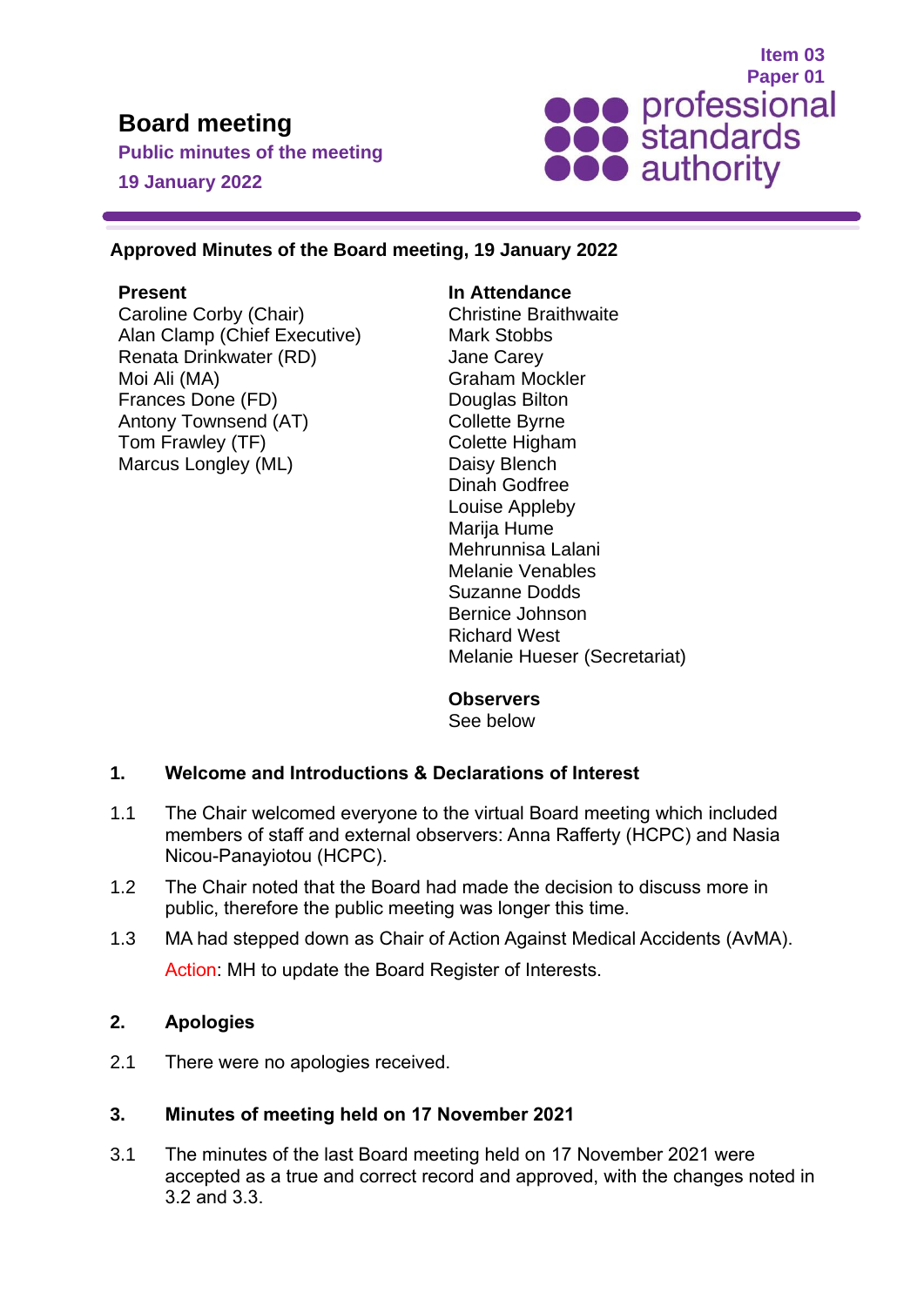Item 03
Paper 01

# Board meeting

**Public minutes of the meeting**

**19 January 2022**

**Approved Minutes of the Board meeting, 19 January 2022**

**Present**
Caroline Corby (Chair)
Alan Clamp (Chief Executive)
Renata Drinkwater (RD)
Moi Ali (MA)
Frances Done (FD)
Antony Townsend (AT)
Tom Frawley (TF)
Marcus Longley (ML)

**In Attendance**
Christine Braithwaite
Mark Stobbs
Jane Carey
Graham Mockler
Douglas Bilton
Collette Byrne
Colette Higham
Daisy Blench
Dinah Godfree
Louise Appleby
Marija Hume
Mehrunnisa Lalani
Melanie Venables
Suzanne Dodds
Bernice Johnson
Richard West
Melanie Hueser (Secretariat)

**Observers**
See below

## 1. Welcome and Introductions & Declarations of Interest

1.1 The Chair welcomed everyone to the virtual Board meeting which included members of staff and external observers: Anna Rafferty (HCPC) and Nasia Nicou-Panayiotou (HCPC).

1.2 The Chair noted that the Board had made the decision to discuss more in public, therefore the public meeting was longer this time.

1.3 MA had stepped down as Chair of Action Against Medical Accidents (AvMA).

Action: MH to update the Board Register of Interests.

## 2. Apologies

2.1 There were no apologies received.

## 3. Minutes of meeting held on 17 November 2021

3.1 The minutes of the last Board meeting held on 17 November 2021 were accepted as a true and correct record and approved, with the changes noted in 3.2 and 3.3.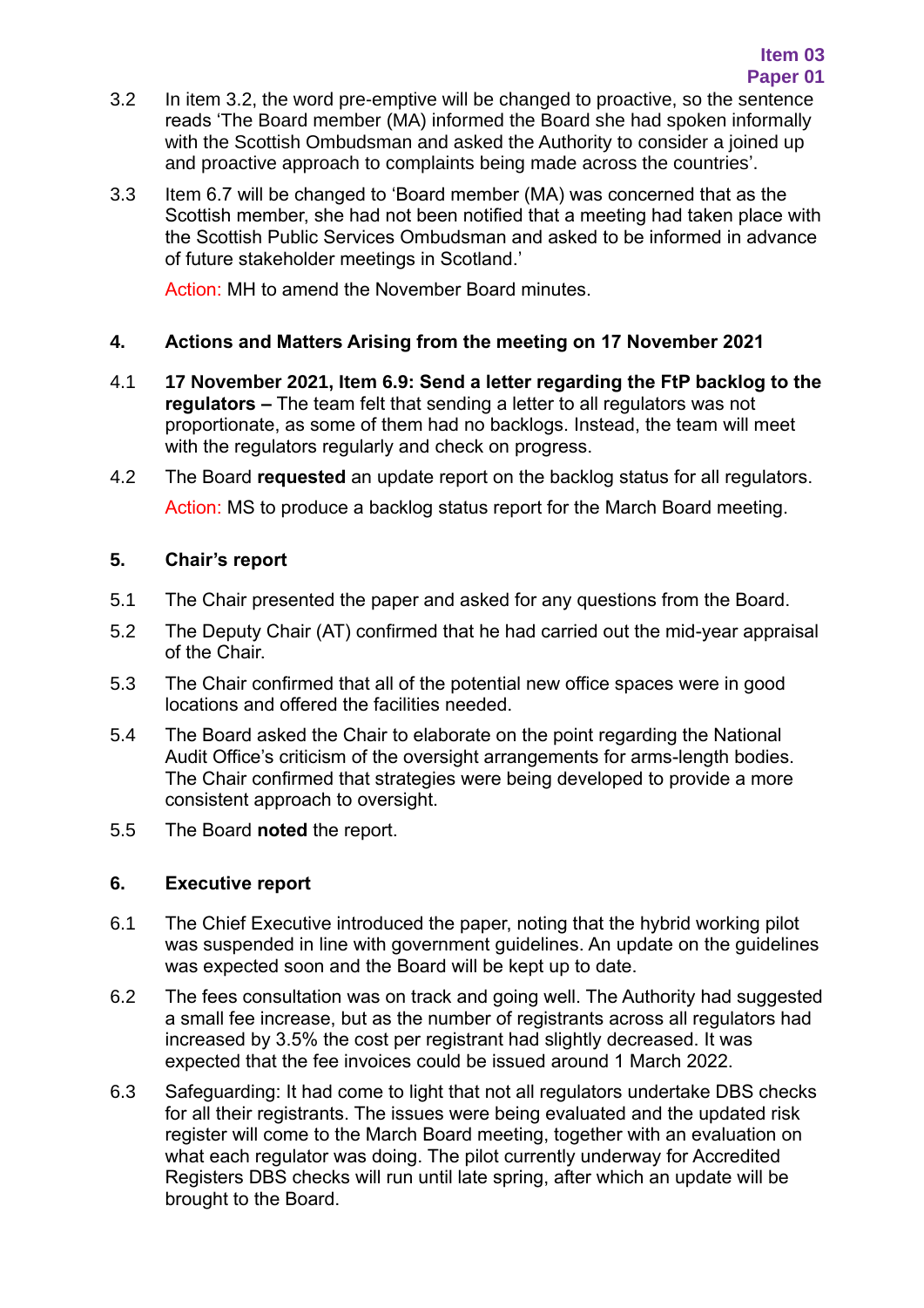3.2 In item 3.2, the word pre-emptive will be changed to proactive, so the sentence reads 'The Board member (MA) informed the Board she had spoken informally with the Scottish Ombudsman and asked the Authority to consider a joined up and proactive approach to complaints being made across the countries'.

3.3 Item 6.7 will be changed to 'Board member (MA) was concerned that as the Scottish member, she had not been notified that a meeting had taken place with the Scottish Public Services Ombudsman and asked to be informed in advance of future stakeholder meetings in Scotland.'

Action: MH to amend the November Board minutes.

## 4. Actions and Matters Arising from the meeting on 17 November 2021

4.1 **17 November 2021, Item 6.9: Send a letter regarding the FtP backlog to the regulators –** The team felt that sending a letter to all regulators was not proportionate, as some of them had no backlogs. Instead, the team will meet with the regulators regularly and check on progress.

4.2 The Board **requested** an update report on the backlog status for all regulators.

Action: MS to produce a backlog status report for the March Board meeting.

## 5. Chair's report

5.1 The Chair presented the paper and asked for any questions from the Board.

5.2 The Deputy Chair (AT) confirmed that he had carried out the mid-year appraisal of the Chair.

5.3 The Chair confirmed that all of the potential new office spaces were in good locations and offered the facilities needed.

5.4 The Board asked the Chair to elaborate on the point regarding the National Audit Office's criticism of the oversight arrangements for arms-length bodies. The Chair confirmed that strategies were being developed to provide a more consistent approach to oversight.

5.5 The Board **noted** the report.

## 6. Executive report

6.1 The Chief Executive introduced the paper, noting that the hybrid working pilot was suspended in line with government guidelines. An update on the guidelines was expected soon and the Board will be kept up to date.

6.2 The fees consultation was on track and going well. The Authority had suggested a small fee increase, but as the number of registrants across all regulators had increased by 3.5% the cost per registrant had slightly decreased. It was expected that the fee invoices could be issued around 1 March 2022.

6.3 Safeguarding: It had come to light that not all regulators undertake DBS checks for all their registrants. The issues were being evaluated and the updated risk register will come to the March Board meeting, together with an evaluation on what each regulator was doing. The pilot currently underway for Accredited Registers DBS checks will run until late spring, after which an update will be brought to the Board.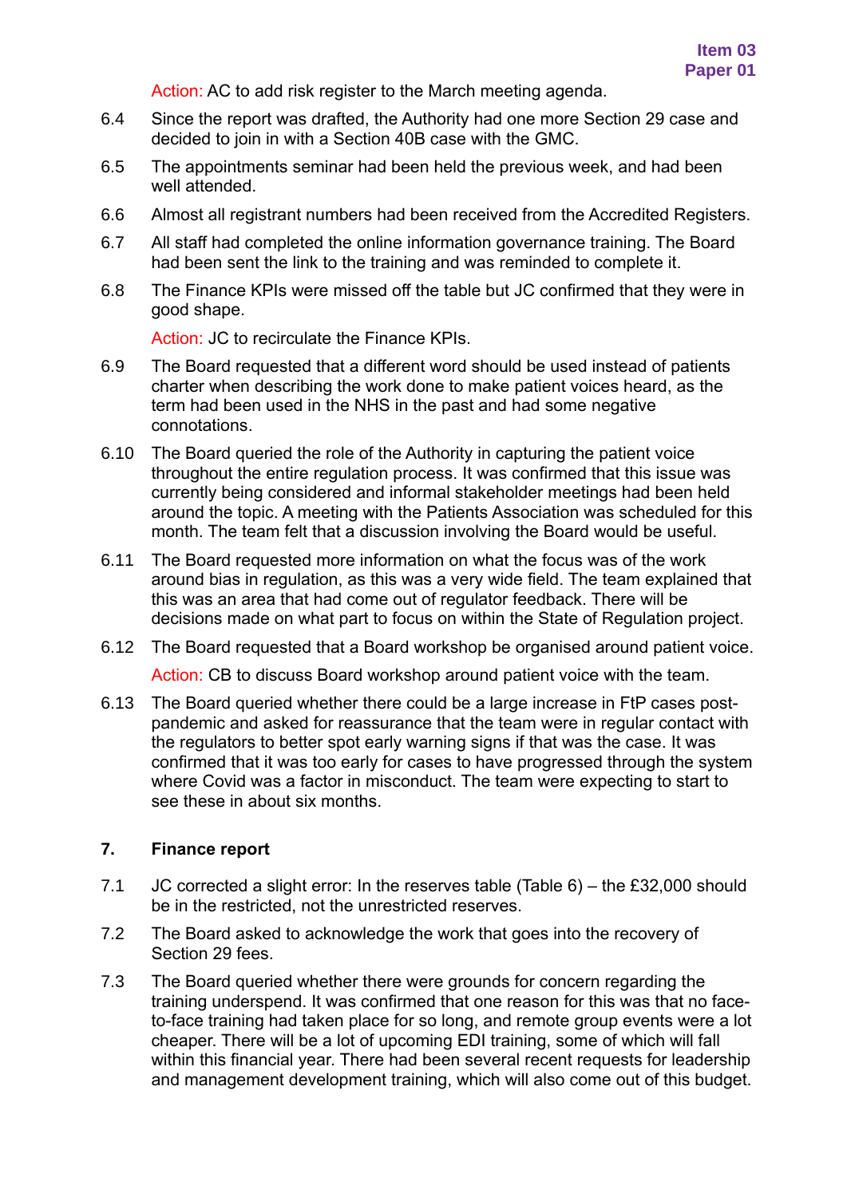Action: AC to add risk register to the March meeting agenda.

6.4 Since the report was drafted, the Authority had one more Section 29 case and decided to join in with a Section 40B case with the GMC.

6.5 The appointments seminar had been held the previous week, and had been well attended.

6.6 Almost all registrant numbers had been received from the Accredited Registers.

6.7 All staff had completed the online information governance training. The Board had been sent the link to the training and was reminded to complete it.

6.8 The Finance KPIs were missed off the table but JC confirmed that they were in good shape.

Action: JC to recirculate the Finance KPIs.

6.9 The Board requested that a different word should be used instead of patients charter when describing the work done to make patient voices heard, as the term had been used in the NHS in the past and had some negative connotations.

6.10 The Board queried the role of the Authority in capturing the patient voice throughout the entire regulation process. It was confirmed that this issue was currently being considered and informal stakeholder meetings had been held around the topic. A meeting with the Patients Association was scheduled for this month. The team felt that a discussion involving the Board would be useful.

6.11 The Board requested more information on what the focus was of the work around bias in regulation, as this was a very wide field. The team explained that this was an area that had come out of regulator feedback. There will be decisions made on what part to focus on within the State of Regulation project.

6.12 The Board requested that a Board workshop be organised around patient voice.

Action: CB to discuss Board workshop around patient voice with the team.

6.13 The Board queried whether there could be a large increase in FtP cases post-pandemic and asked for reassurance that the team were in regular contact with the regulators to better spot early warning signs if that was the case. It was confirmed that it was too early for cases to have progressed through the system where Covid was a factor in misconduct. The team were expecting to start to see these in about six months.

## 7. Finance report

7.1 JC corrected a slight error: In the reserves table (Table 6) – the £32,000 should be in the restricted, not the unrestricted reserves.

7.2 The Board asked to acknowledge the work that goes into the recovery of Section 29 fees.

7.3 The Board queried whether there were grounds for concern regarding the training underspend. It was confirmed that one reason for this was that no face-to-face training had taken place for so long, and remote group events were a lot cheaper. There will be a lot of upcoming EDI training, some of which will fall within this financial year. There had been several recent requests for leadership and management development training, which will also come out of this budget.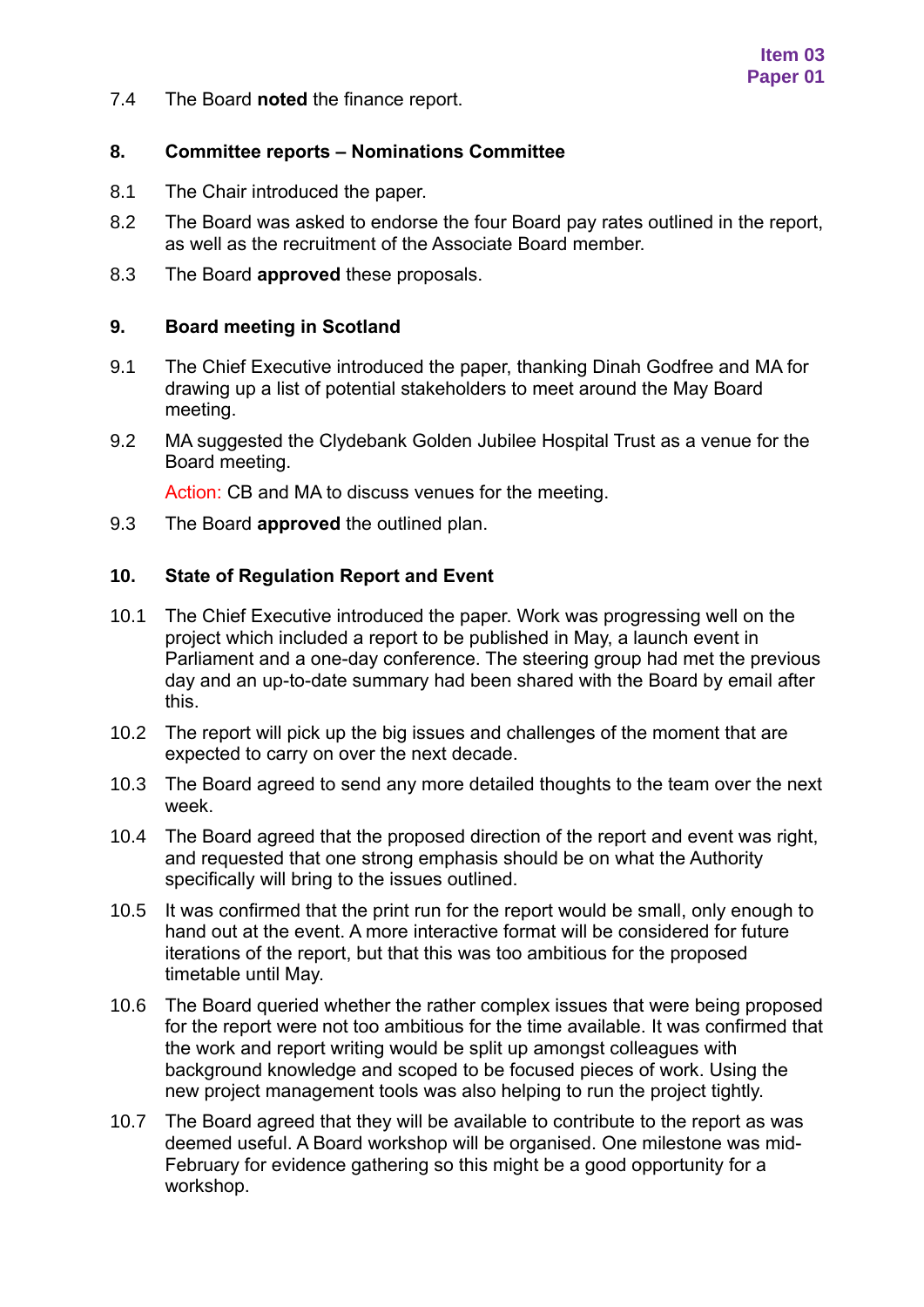7.4 The Board **noted** the finance report.

### 8. Committee reports – Nominations Committee

8.1 The Chair introduced the paper.

8.2 The Board was asked to endorse the four Board pay rates outlined in the report, as well as the recruitment of the Associate Board member.

8.3 The Board **approved** these proposals.

### 9. Board meeting in Scotland

9.1 The Chief Executive introduced the paper, thanking Dinah Godfree and MA for drawing up a list of potential stakeholders to meet around the May Board meeting.

9.2 MA suggested the Clydebank Golden Jubilee Hospital Trust as a venue for the Board meeting.

Action: CB and MA to discuss venues for the meeting.

9.3 The Board **approved** the outlined plan.

### 10. State of Regulation Report and Event

10.1 The Chief Executive introduced the paper. Work was progressing well on the project which included a report to be published in May, a launch event in Parliament and a one-day conference. The steering group had met the previous day and an up-to-date summary had been shared with the Board by email after this.

10.2 The report will pick up the big issues and challenges of the moment that are expected to carry on over the next decade.

10.3 The Board agreed to send any more detailed thoughts to the team over the next week.

10.4 The Board agreed that the proposed direction of the report and event was right, and requested that one strong emphasis should be on what the Authority specifically will bring to the issues outlined.

10.5 It was confirmed that the print run for the report would be small, only enough to hand out at the event. A more interactive format will be considered for future iterations of the report, but that this was too ambitious for the proposed timetable until May.

10.6 The Board queried whether the rather complex issues that were being proposed for the report were not too ambitious for the time available. It was confirmed that the work and report writing would be split up amongst colleagues with background knowledge and scoped to be focused pieces of work. Using the new project management tools was also helping to run the project tightly.

10.7 The Board agreed that they will be available to contribute to the report as was deemed useful. A Board workshop will be organised. One milestone was mid-February for evidence gathering so this might be a good opportunity for a workshop.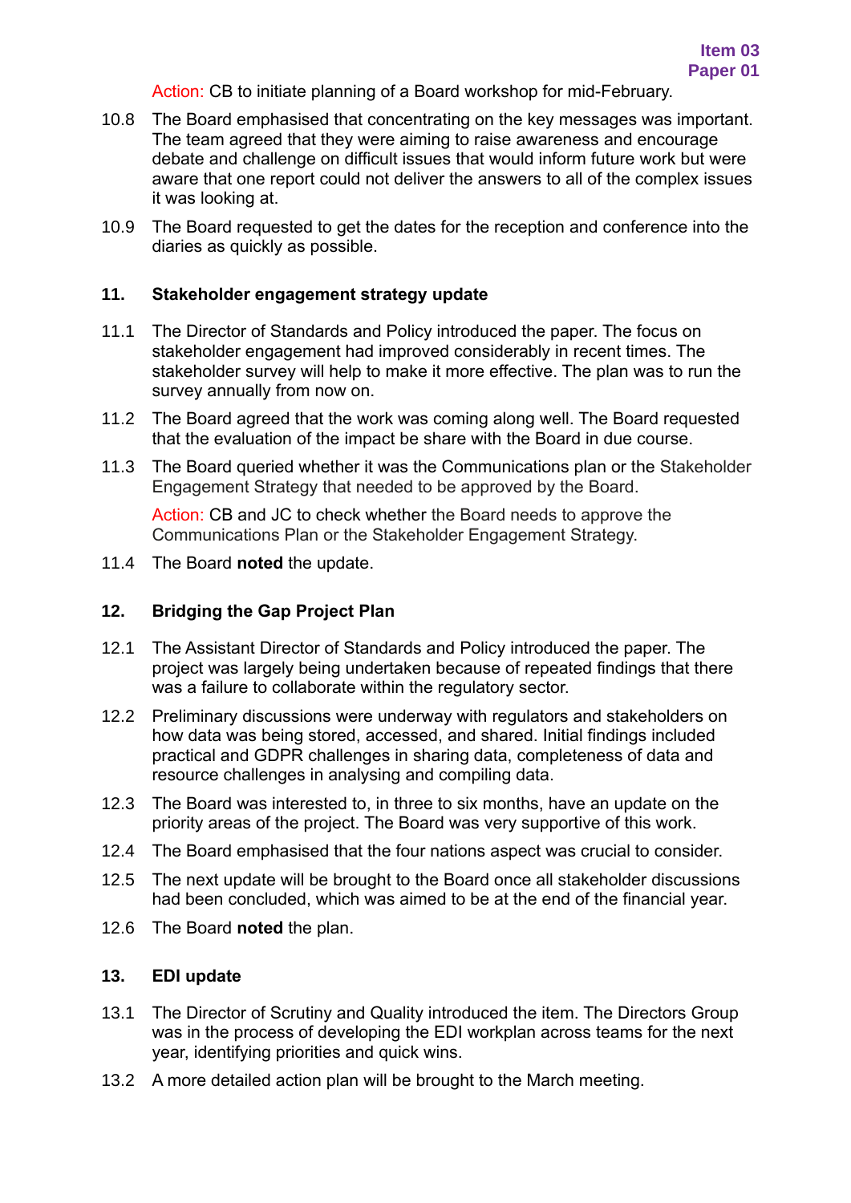Action: CB to initiate planning of a Board workshop for mid-February.

10.8 The Board emphasised that concentrating on the key messages was important. The team agreed that they were aiming to raise awareness and encourage debate and challenge on difficult issues that would inform future work but were aware that one report could not deliver the answers to all of the complex issues it was looking at.

10.9 The Board requested to get the dates for the reception and conference into the diaries as quickly as possible.

## 11. Stakeholder engagement strategy update

11.1 The Director of Standards and Policy introduced the paper. The focus on stakeholder engagement had improved considerably in recent times. The stakeholder survey will help to make it more effective. The plan was to run the survey annually from now on.

11.2 The Board agreed that the work was coming along well. The Board requested that the evaluation of the impact be share with the Board in due course.

11.3 The Board queried whether it was the Communications plan or the Stakeholder Engagement Strategy that needed to be approved by the Board.

Action: CB and JC to check whether the Board needs to approve the Communications Plan or the Stakeholder Engagement Strategy.

11.4 The Board **noted** the update.

## 12. Bridging the Gap Project Plan

12.1 The Assistant Director of Standards and Policy introduced the paper. The project was largely being undertaken because of repeated findings that there was a failure to collaborate within the regulatory sector.

12.2 Preliminary discussions were underway with regulators and stakeholders on how data was being stored, accessed, and shared. Initial findings included practical and GDPR challenges in sharing data, completeness of data and resource challenges in analysing and compiling data.

12.3 The Board was interested to, in three to six months, have an update on the priority areas of the project. The Board was very supportive of this work.

12.4 The Board emphasised that the four nations aspect was crucial to consider.

12.5 The next update will be brought to the Board once all stakeholder discussions had been concluded, which was aimed to be at the end of the financial year.

12.6 The Board **noted** the plan.

## 13. EDI update

13.1 The Director of Scrutiny and Quality introduced the item. The Directors Group was in the process of developing the EDI workplan across teams for the next year, identifying priorities and quick wins.

13.2 A more detailed action plan will be brought to the March meeting.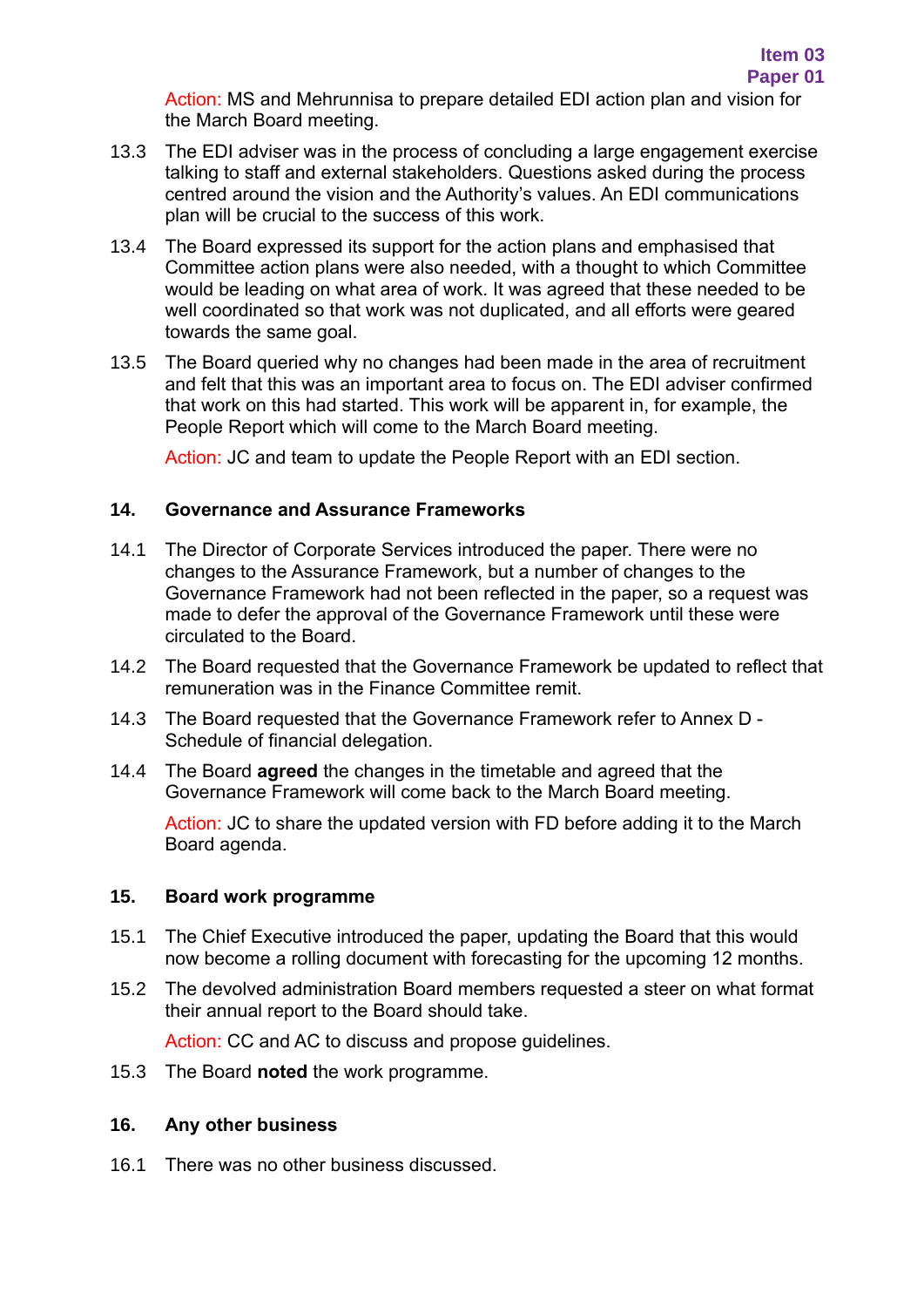Action: MS and Mehrunnisa to prepare detailed EDI action plan and vision for the March Board meeting.

13.3 The EDI adviser was in the process of concluding a large engagement exercise talking to staff and external stakeholders. Questions asked during the process centred around the vision and the Authority's values. An EDI communications plan will be crucial to the success of this work.

13.4 The Board expressed its support for the action plans and emphasised that Committee action plans were also needed, with a thought to which Committee would be leading on what area of work. It was agreed that these needed to be well coordinated so that work was not duplicated, and all efforts were geared towards the same goal.

13.5 The Board queried why no changes had been made in the area of recruitment and felt that this was an important area to focus on. The EDI adviser confirmed that work on this had started. This work will be apparent in, for example, the People Report which will come to the March Board meeting.

Action: JC and team to update the People Report with an EDI section.

## 14. Governance and Assurance Frameworks

14.1 The Director of Corporate Services introduced the paper. There were no changes to the Assurance Framework, but a number of changes to the Governance Framework had not been reflected in the paper, so a request was made to defer the approval of the Governance Framework until these were circulated to the Board.

14.2 The Board requested that the Governance Framework be updated to reflect that remuneration was in the Finance Committee remit.

14.3 The Board requested that the Governance Framework refer to Annex D - Schedule of financial delegation.

14.4 The Board **agreed** the changes in the timetable and agreed that the Governance Framework will come back to the March Board meeting.

Action: JC to share the updated version with FD before adding it to the March Board agenda.

## 15. Board work programme

15.1 The Chief Executive introduced the paper, updating the Board that this would now become a rolling document with forecasting for the upcoming 12 months.

15.2 The devolved administration Board members requested a steer on what format their annual report to the Board should take.

Action: CC and AC to discuss and propose guidelines.

15.3 The Board **noted** the work programme.

## 16. Any other business

16.1 There was no other business discussed.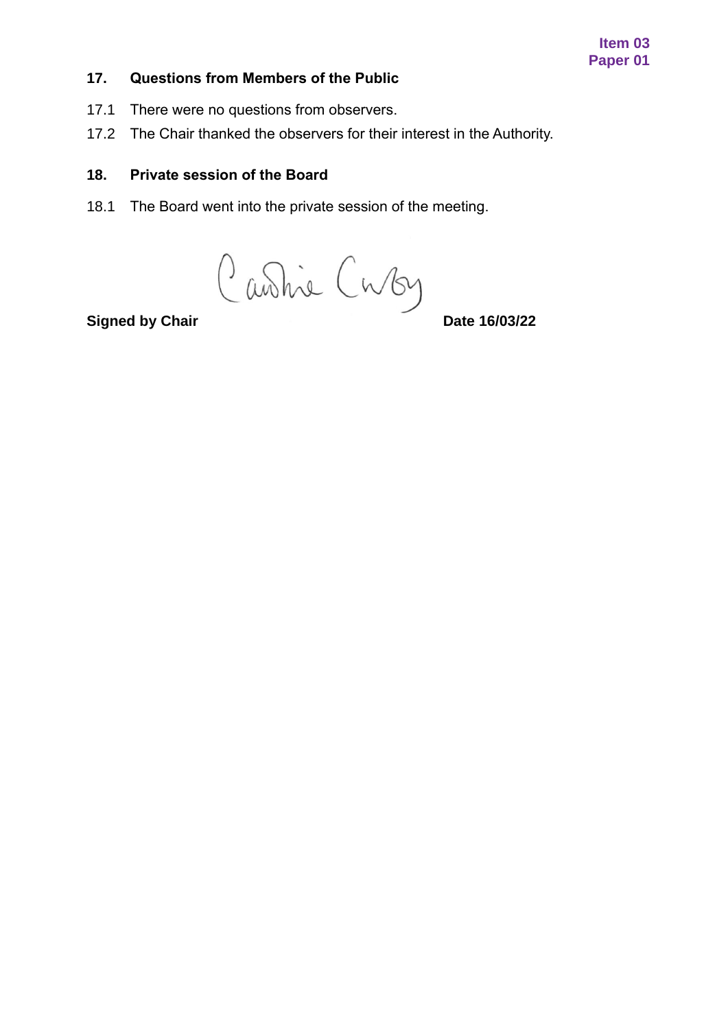Item 03
Paper 01

## 17. Questions from Members of the Public

17.1 There were no questions from observers.

17.2 The Chair thanked the observers for their interest in the Authority.

## 18. Private session of the Board

18.1 The Board went into the private session of the meeting.

**Signed by Chair** **Date 16/03/22**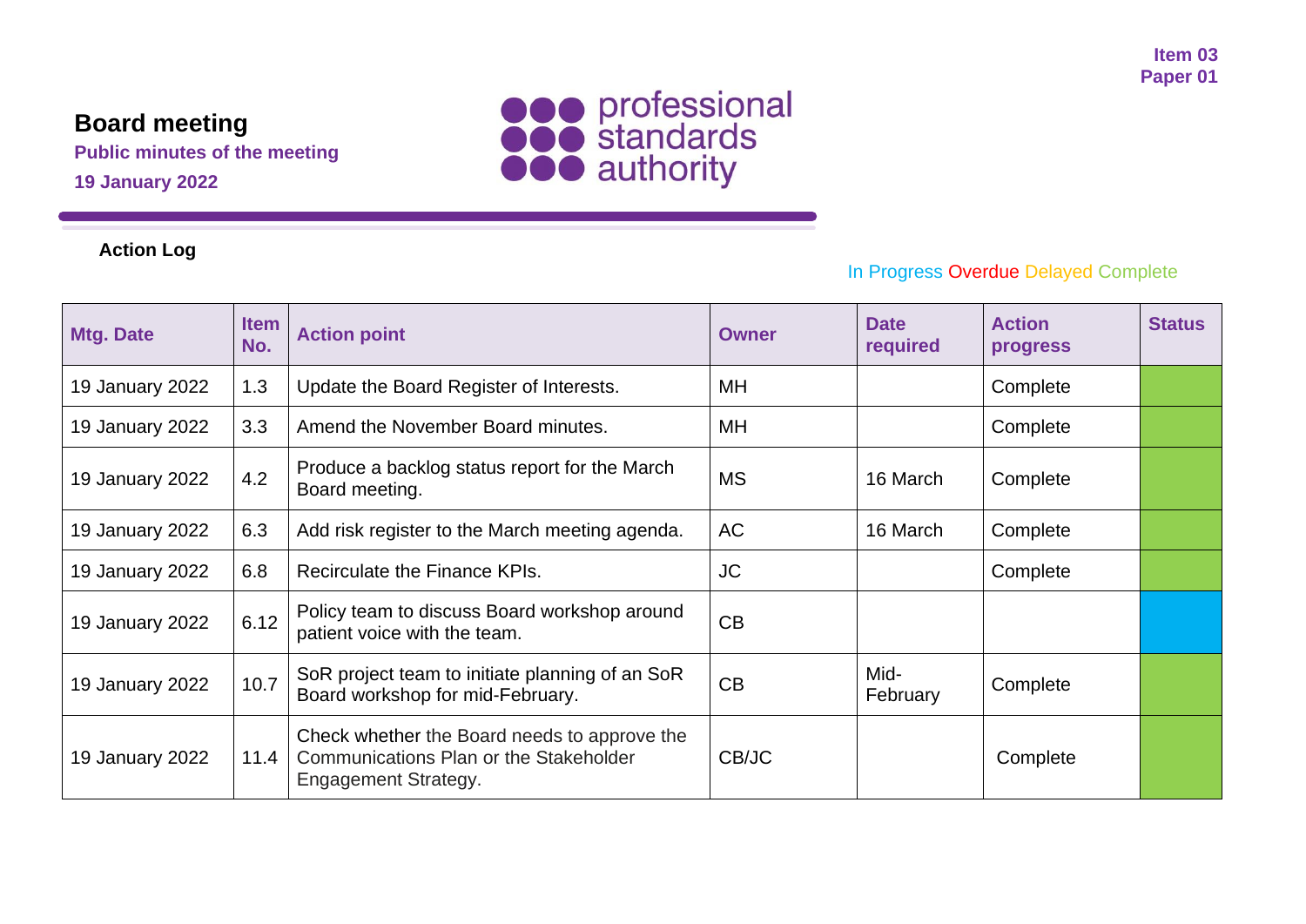Item 03
Paper 01

# Board meeting

**Public minutes of the meeting**

**19 January 2022**

**Action Log**

In Progress Overdue Delayed Complete

| Mtg. Date | Item No. | Action point | Owner | Date required | Action progress | Status |
|---|---|---|---|---|---|---|
| 19 January 2022 | 1.3 | Update the Board Register of Interests. | MH | | Complete | |
| 19 January 2022 | 3.3 | Amend the November Board minutes. | MH | | Complete | |
| 19 January 2022 | 4.2 | Produce a backlog status report for the March Board meeting. | MS | 16 March | Complete | |
| 19 January 2022 | 6.3 | Add risk register to the March meeting agenda. | AC | 16 March | Complete | |
| 19 January 2022 | 6.8 | Recirculate the Finance KPIs. | JC | | Complete | |
| 19 January 2022 | 6.12 | Policy team to discuss Board workshop around patient voice with the team. | CB | | | |
| 19 January 2022 | 10.7 | SoR project team to initiate planning of an SoR Board workshop for mid-February. | CB | Mid-February | Complete | |
| 19 January 2022 | 11.4 | Check whether the Board needs to approve the Communications Plan or the Stakeholder Engagement Strategy. | CB/JC | | Complete | |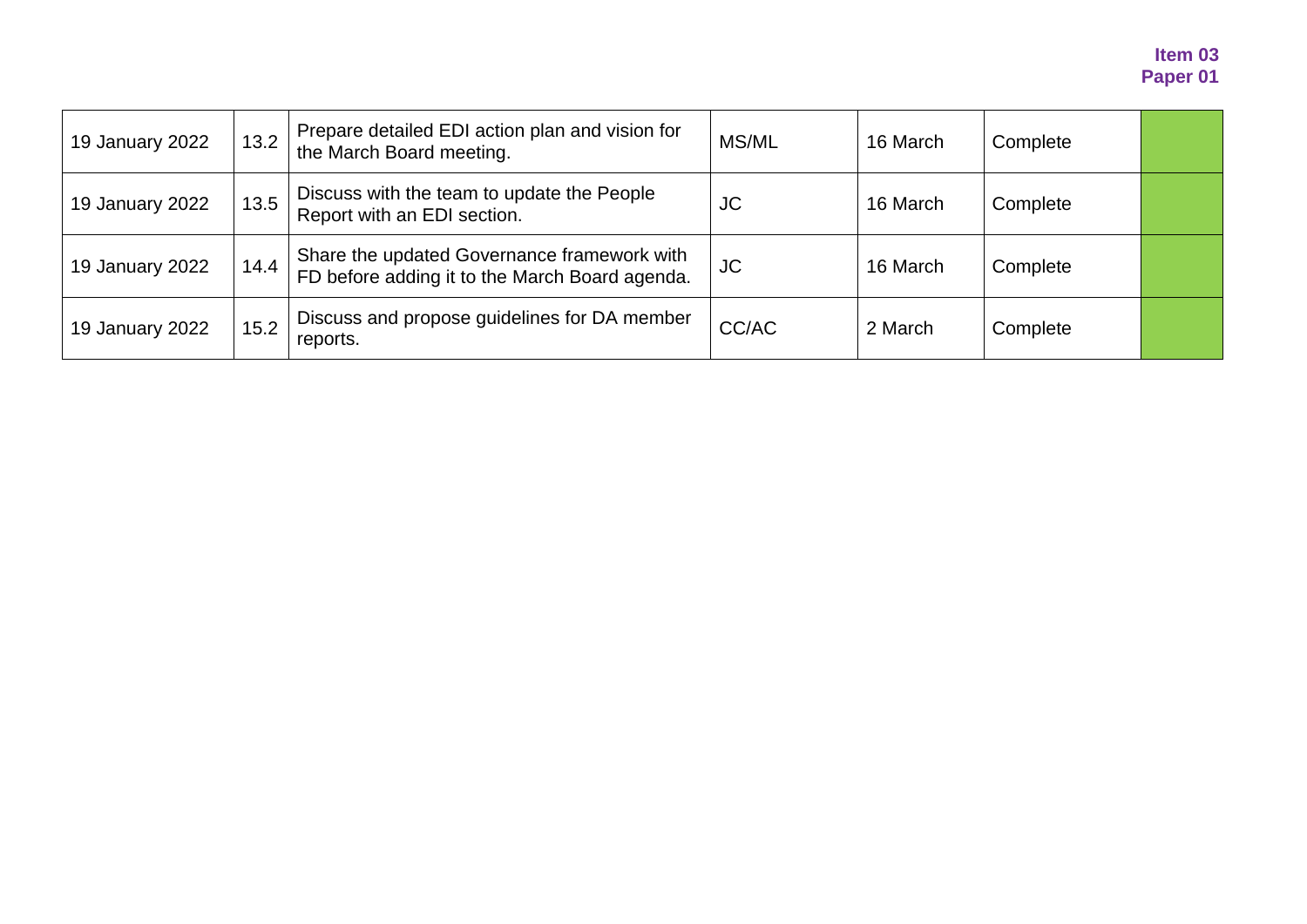**Item 03**
**Paper 01**

| | | | | | | |
|---|---|---|---|---|---|---|
| 19 January 2022 | 13.2 | Prepare detailed EDI action plan and vision for the March Board meeting. | MS/ML | 16 March | Complete | |
| 19 January 2022 | 13.5 | Discuss with the team to update the People Report with an EDI section. | JC | 16 March | Complete | |
| 19 January 2022 | 14.4 | Share the updated Governance framework with FD before adding it to the March Board agenda. | JC | 16 March | Complete | |
| 19 January 2022 | 15.2 | Discuss and propose guidelines for DA member reports. | CC/AC | 2 March | Complete | |